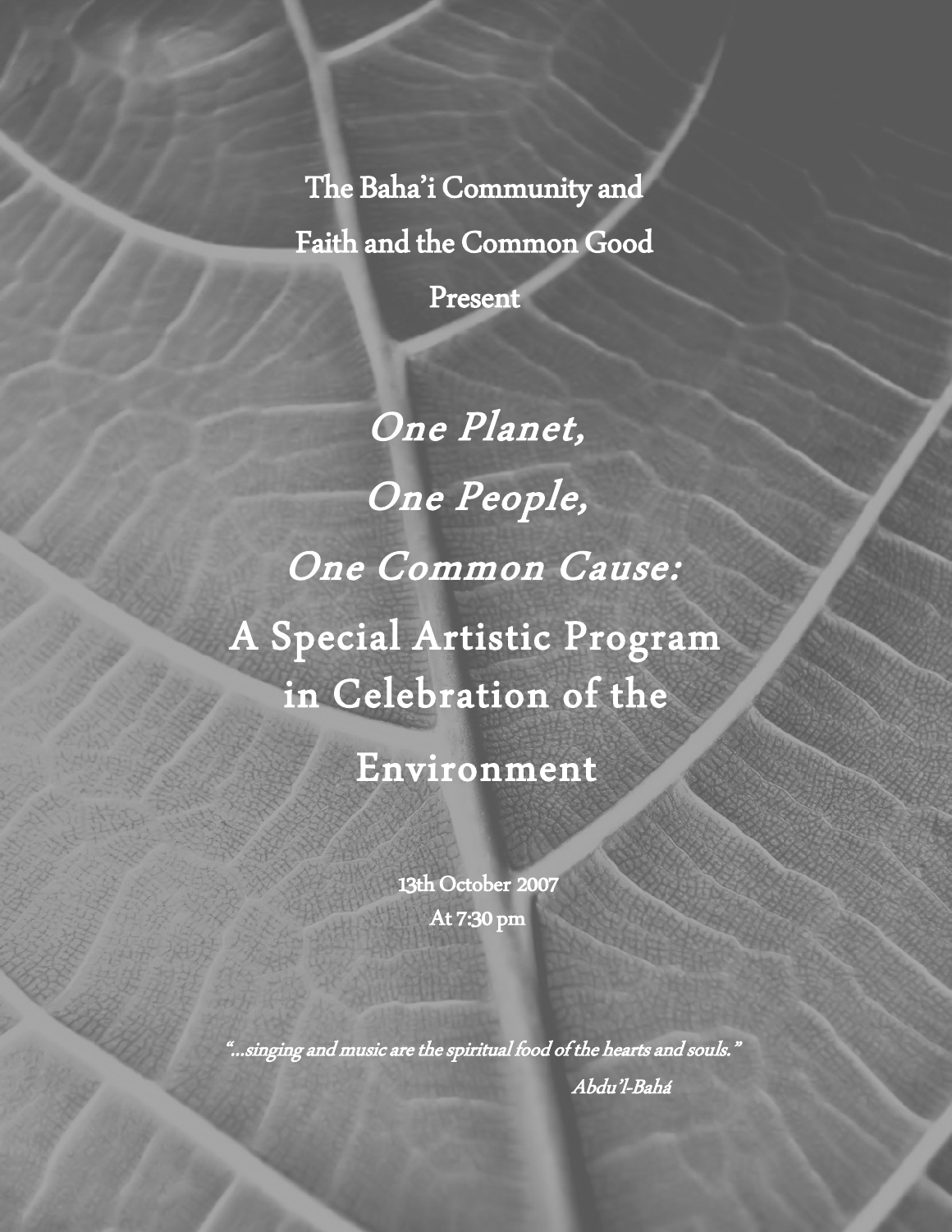The Baha'i Community and

Faith and the Common Good

Present

# *One Planet, One People, One Common Cause:*

# A Special Artistic Program in Celebration of the Environment

13th October 2007

At 7:30 pm

*"...singing and music are the spiritual food of the hearts and souls."*

*Abdu'l-Bahá*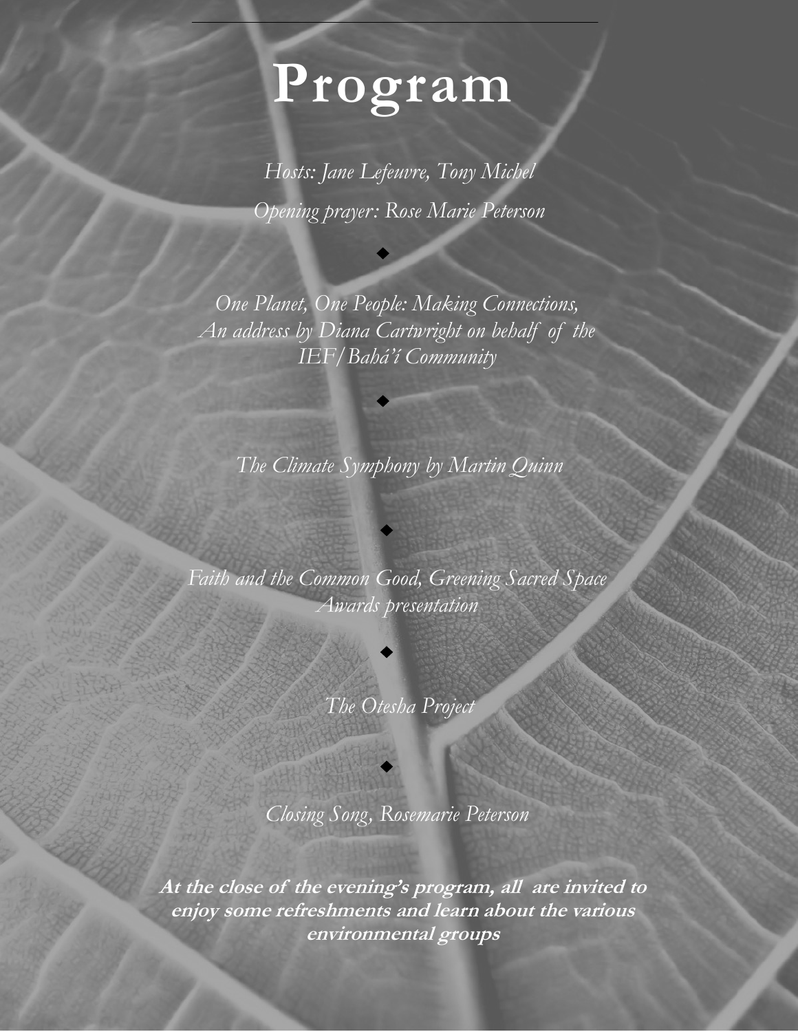# Program

*Hosts: Jane Lefeuvre, Tony Michel*

*Opening prayer: Rose Marie Peterson*

◆

*One Planet, One People: Making Connections,*
*An address by Diana Cartwright on behalf of the IEF/Bahá'í Community*

◆

*The Climate Symphony by Martin Quinn*

◆

*Faith and the Common Good, Greening Sacred Space Awards presentation*

◆

*The Otesha Project*

◆

*Closing Song, Rosemarie Peterson*

**At the close of the evening's program, all are invited to enjoy some refreshments and learn about the various environmental groups**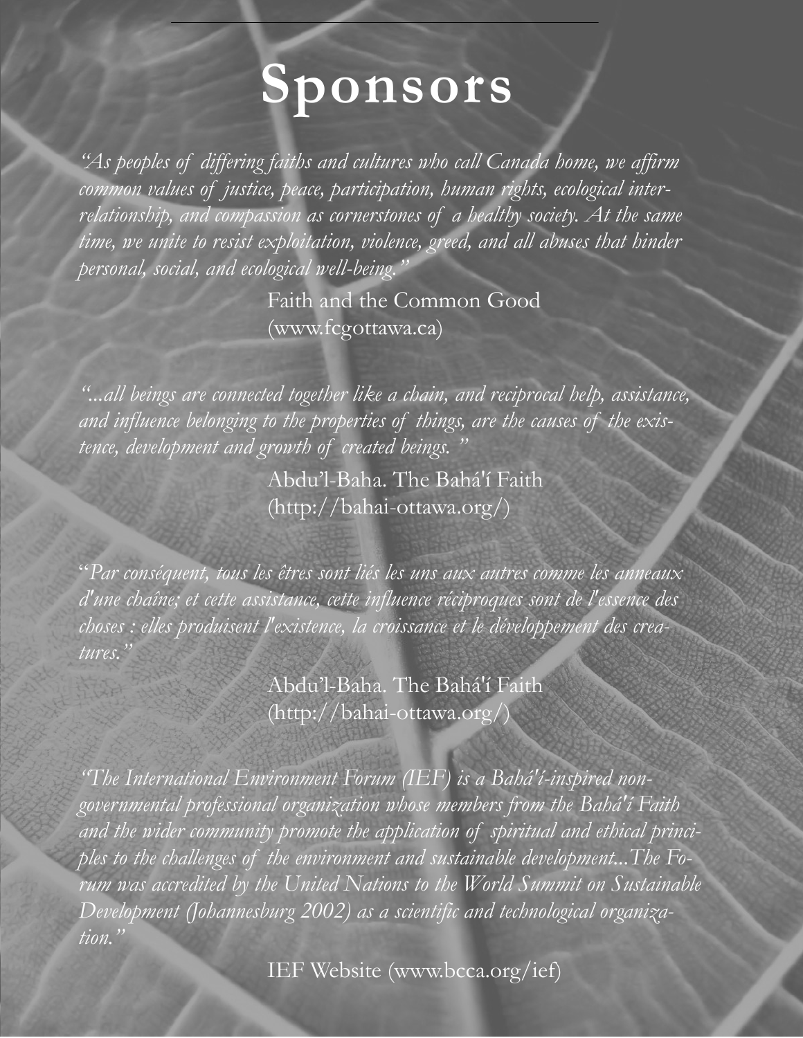# Sponsors

*"As peoples of differing faiths and cultures who call Canada home, we affirm common values of justice, peace, participation, human rights, ecological interrelationship, and compassion as cornerstones of a healthy society. At the same time, we unite to resist exploitation, violence, greed, and all abuses that hinder personal, social, and ecological well-being."*

Faith and the Common Good
(www.fcgottawa.ca)

*"...all beings are connected together like a chain, and reciprocal help, assistance, and influence belonging to the properties of things, are the causes of the existence, development and growth of created beings. "*

Abdu'l-Baha. The Bahá'í Faith
(http://bahai-ottawa.org/)

*"Par conséquent, tous les êtres sont liés les uns aux autres comme les anneaux d'une chaîne; et cette assistance, cette influence réciproques sont de l'essence des choses : elles produisent l'existence, la croissance et le développement des creatures."*

Abdu'l-Baha. The Bahá'í Faith
(http://bahai-ottawa.org/)

*"The International Environment Forum (IEF) is a Bahá'í-inspired non-governmental professional organization whose members from the Bahá'í Faith and the wider community promote the application of spiritual and ethical principles to the challenges of the environment and sustainable development...The Forum was accredited by the United Nations to the World Summit on Sustainable Development (Johannesburg 2002) as a scientific and technological organization."*

IEF Website (www.bcca.org/ief)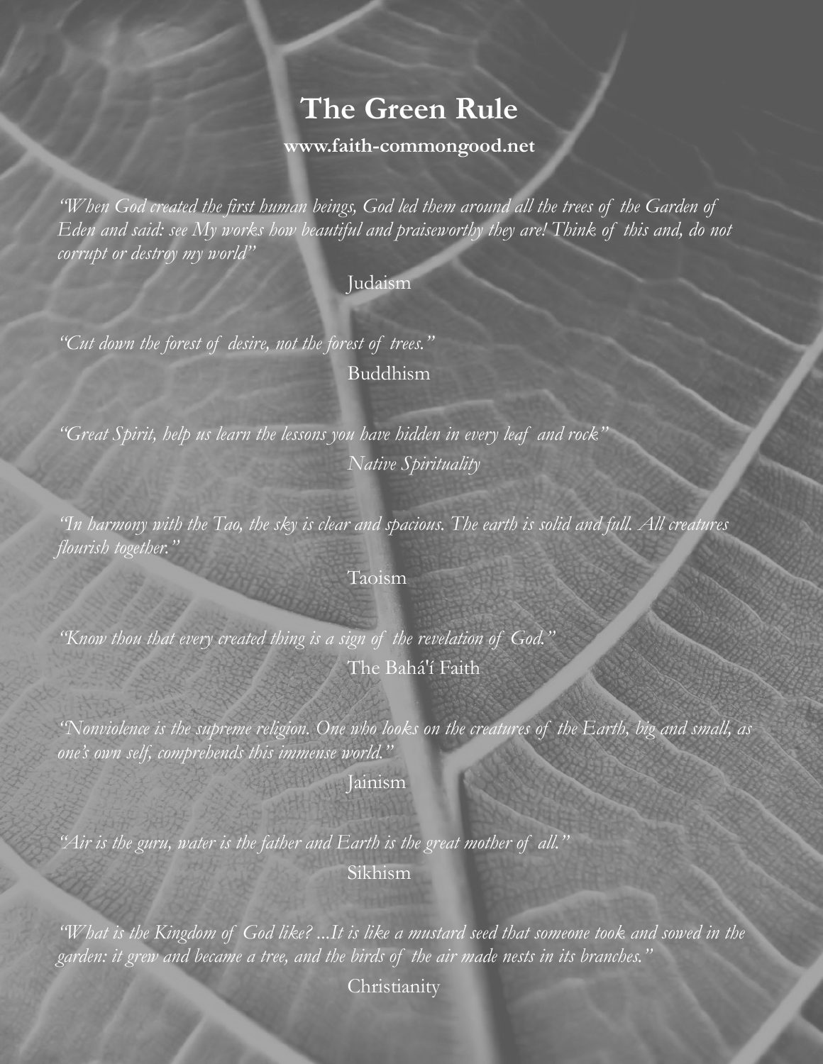# The Green Rule

**www.faith-commongood.net**

*"When God created the first human beings, God led them around all the trees of the Garden of Eden and said: see My works how beautiful and praiseworthy they are! Think of this and, do not corrupt or destroy my world"*

Judaism

*"Cut down the forest of desire, not the forest of trees."*

Buddhism

*"Great Spirit, help us learn the lessons you have hidden in every leaf and rock"*

*Native Spirituality*

*"In harmony with the Tao, the sky is clear and spacious. The earth is solid and full. All creatures flourish together."*

Taoism

*"Know thou that every created thing is a sign of the revelation of God."*

The Bahá'í Faith

*"Nonviolence is the supreme religion. One who looks on the creatures of the Earth, big and small, as one's own self, comprehends this immense world."*

Jainism

*"Air is the guru, water is the father and Earth is the great mother of all."*

Sikhism

*"What is the Kingdom of God like? ...It is like a mustard seed that someone took and sowed in the garden: it grew and became a tree, and the birds of the air made nests in its branches."*

Christianity